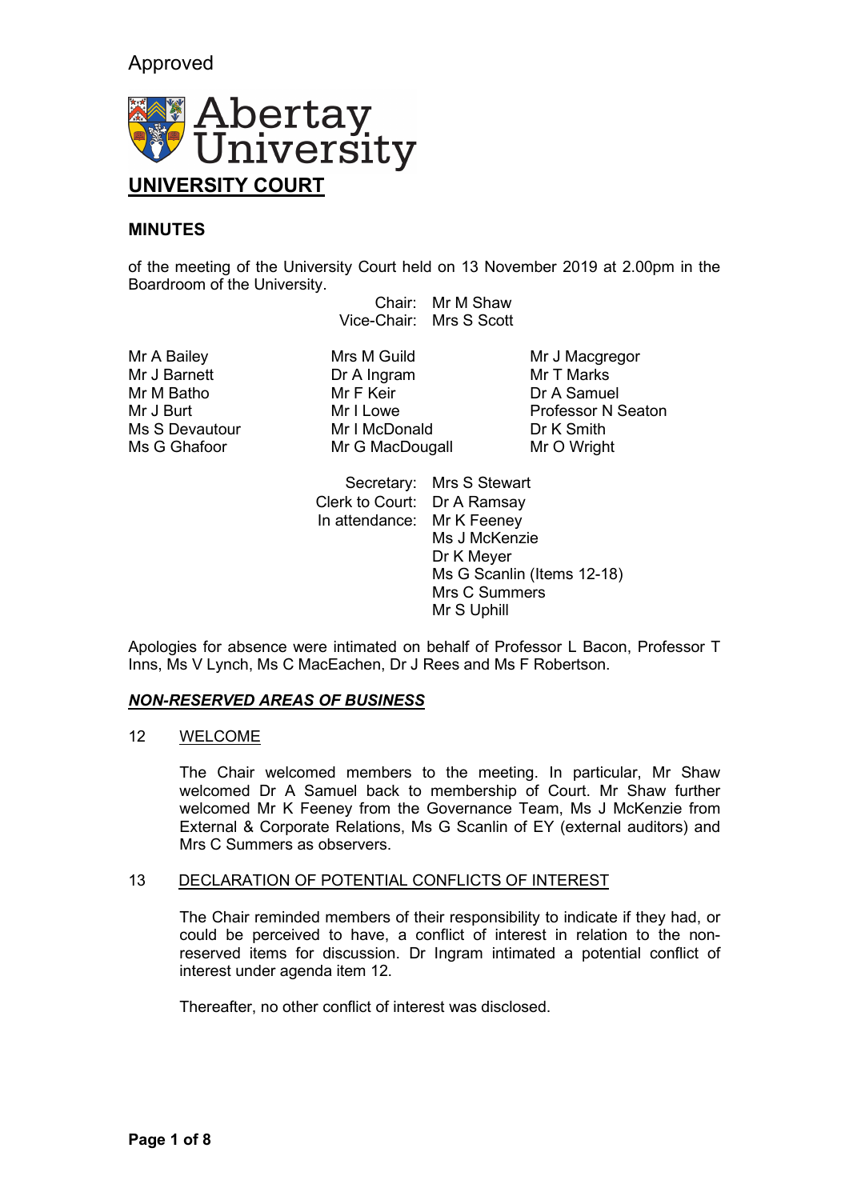Approved

Abertay University

# UNIVERSITY COURT

## MINUTES

of the meeting of the University Court held on 13 November 2019 at 2.00pm in the Boardroom of the University.

Chair: Mr M Shaw
Vice-Chair: Mrs S Scott

Mr A Bailey
Mr J Barnett
Mr M Batho
Mr J Burt
Ms S Devautour
Ms G Ghafoor
Mrs M Guild
Dr A Ingram
Mr F Keir
Mr I Lowe
Mr I McDonald
Mr G MacDougall
Mr J Macgregor
Mr T Marks
Dr A Samuel
Professor N Seaton
Dr K Smith
Mr O Wright

Secretary: Mrs S Stewart
Clerk to Court: Dr A Ramsay
In attendance: Mr K Feeney
Ms J McKenzie
Dr K Meyer
Ms G Scanlin (Items 12-18)
Mrs C Summers
Mr S Uphill

Apologies for absence were intimated on behalf of Professor L Bacon, Professor T Inns, Ms V Lynch, Ms C MacEachen, Dr J Rees and Ms F Robertson.

***NON-RESERVED AREAS OF BUSINESS***

12 WELCOME

The Chair welcomed members to the meeting. In particular, Mr Shaw welcomed Dr A Samuel back to membership of Court. Mr Shaw further welcomed Mr K Feeney from the Governance Team, Ms J McKenzie from External & Corporate Relations, Ms G Scanlin of EY (external auditors) and Mrs C Summers as observers.

13 DECLARATION OF POTENTIAL CONFLICTS OF INTEREST

The Chair reminded members of their responsibility to indicate if they had, or could be perceived to have, a conflict of interest in relation to the non-reserved items for discussion. Dr Ingram intimated a potential conflict of interest under agenda item 12.

Thereafter, no other conflict of interest was disclosed.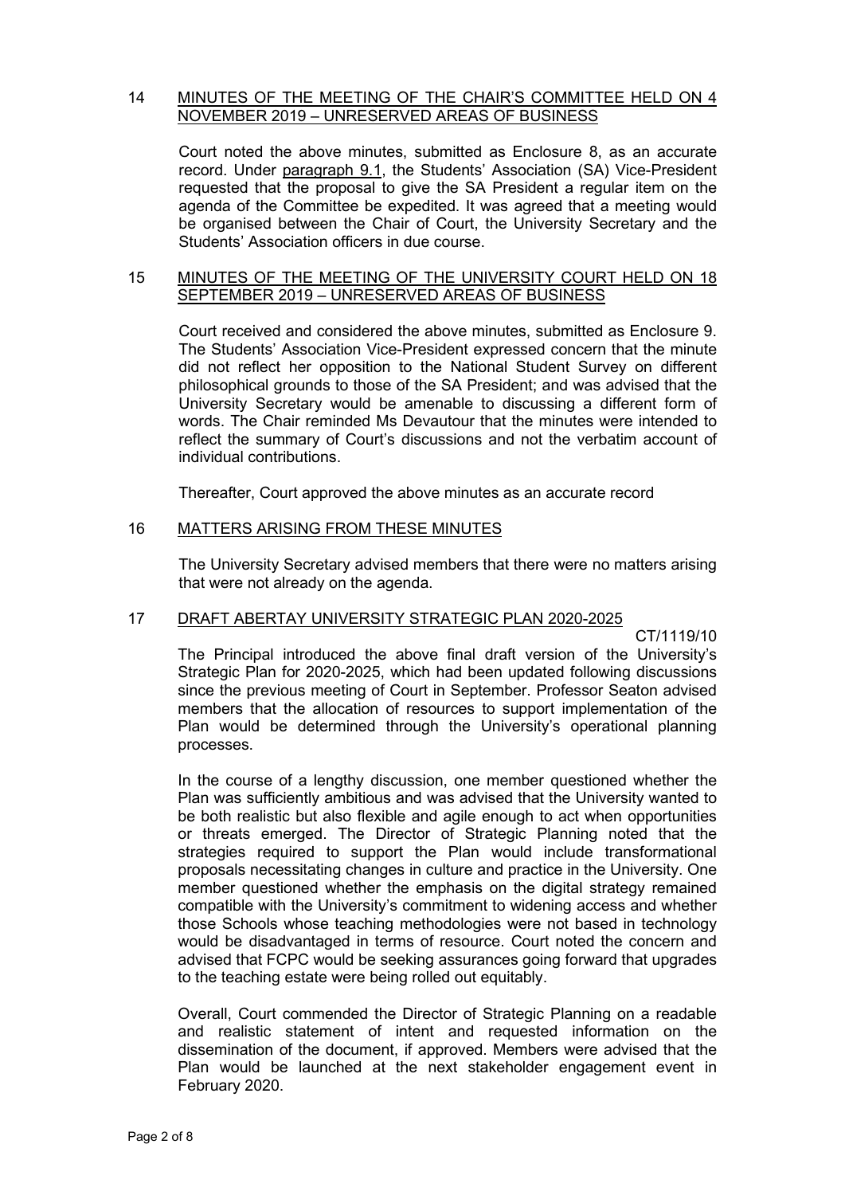## 14 MINUTES OF THE MEETING OF THE CHAIR'S COMMITTEE HELD ON 4 NOVEMBER 2019 – UNRESERVED AREAS OF BUSINESS

Court noted the above minutes, submitted as Enclosure 8, as an accurate record. Under paragraph 9.1, the Students' Association (SA) Vice-President requested that the proposal to give the SA President a regular item on the agenda of the Committee be expedited. It was agreed that a meeting would be organised between the Chair of Court, the University Secretary and the Students' Association officers in due course.

## 15 MINUTES OF THE MEETING OF THE UNIVERSITY COURT HELD ON 18 SEPTEMBER 2019 – UNRESERVED AREAS OF BUSINESS

Court received and considered the above minutes, submitted as Enclosure 9. The Students' Association Vice-President expressed concern that the minute did not reflect her opposition to the National Student Survey on different philosophical grounds to those of the SA President; and was advised that the University Secretary would be amenable to discussing a different form of words. The Chair reminded Ms Devautour that the minutes were intended to reflect the summary of Court's discussions and not the verbatim account of individual contributions.

Thereafter, Court approved the above minutes as an accurate record

## 16 MATTERS ARISING FROM THESE MINUTES

The University Secretary advised members that there were no matters arising that were not already on the agenda.

## 17 DRAFT ABERTAY UNIVERSITY STRATEGIC PLAN 2020-2025

CT/1119/10

The Principal introduced the above final draft version of the University's Strategic Plan for 2020-2025, which had been updated following discussions since the previous meeting of Court in September. Professor Seaton advised members that the allocation of resources to support implementation of the Plan would be determined through the University's operational planning processes.

In the course of a lengthy discussion, one member questioned whether the Plan was sufficiently ambitious and was advised that the University wanted to be both realistic but also flexible and agile enough to act when opportunities or threats emerged. The Director of Strategic Planning noted that the strategies required to support the Plan would include transformational proposals necessitating changes in culture and practice in the University. One member questioned whether the emphasis on the digital strategy remained compatible with the University's commitment to widening access and whether those Schools whose teaching methodologies were not based in technology would be disadvantaged in terms of resource. Court noted the concern and advised that FCPC would be seeking assurances going forward that upgrades to the teaching estate were being rolled out equitably.

Overall, Court commended the Director of Strategic Planning on a readable and realistic statement of intent and requested information on the dissemination of the document, if approved. Members were advised that the Plan would be launched at the next stakeholder engagement event in February 2020.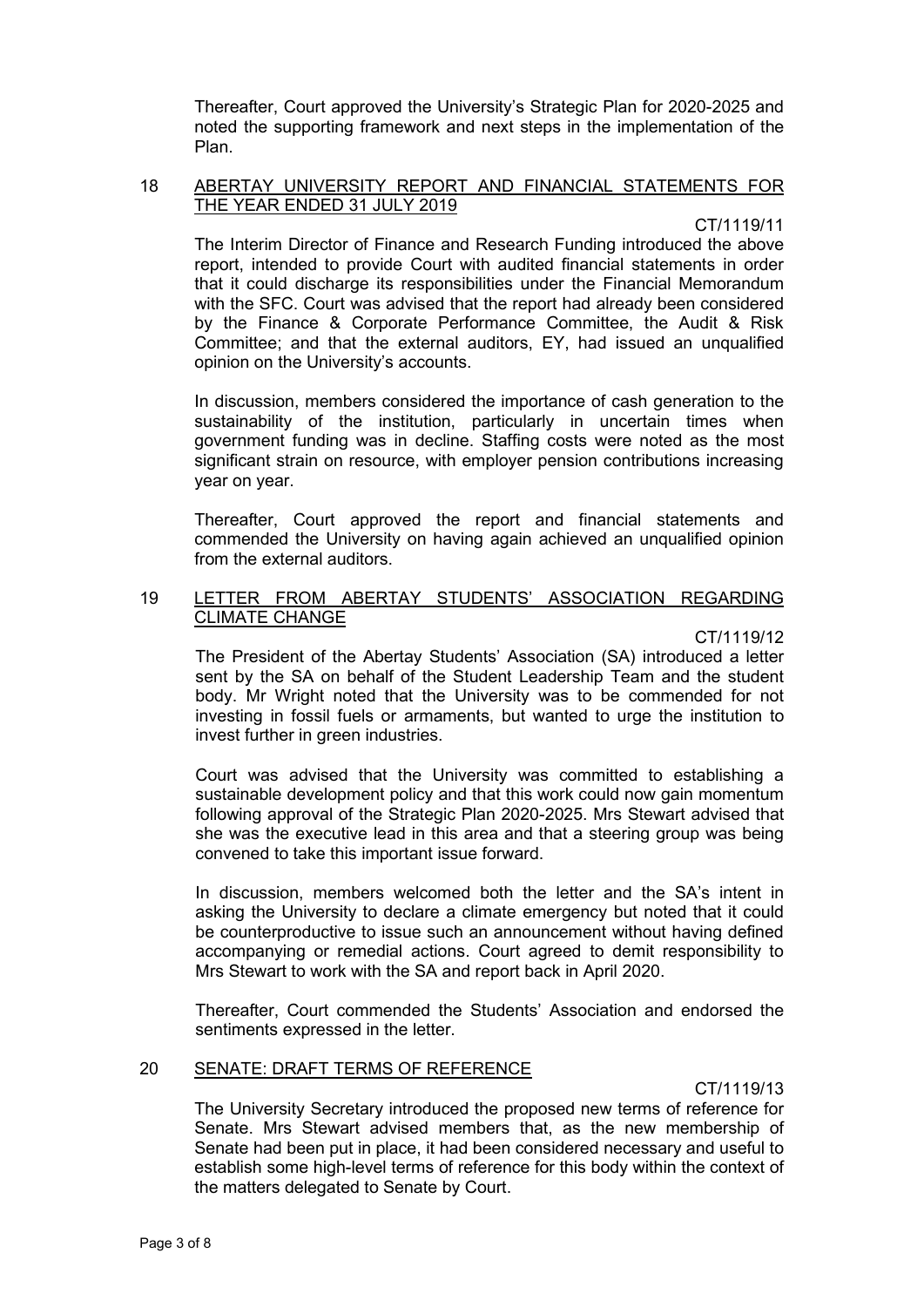Thereafter, Court approved the University's Strategic Plan for 2020-2025 and noted the supporting framework and next steps in the implementation of the Plan.

## 18 ABERTAY UNIVERSITY REPORT AND FINANCIAL STATEMENTS FOR THE YEAR ENDED 31 JULY 2019

CT/1119/11

The Interim Director of Finance and Research Funding introduced the above report, intended to provide Court with audited financial statements in order that it could discharge its responsibilities under the Financial Memorandum with the SFC. Court was advised that the report had already been considered by the Finance & Corporate Performance Committee, the Audit & Risk Committee; and that the external auditors, EY, had issued an unqualified opinion on the University's accounts.

In discussion, members considered the importance of cash generation to the sustainability of the institution, particularly in uncertain times when government funding was in decline. Staffing costs were noted as the most significant strain on resource, with employer pension contributions increasing year on year.

Thereafter, Court approved the report and financial statements and commended the University on having again achieved an unqualified opinion from the external auditors.

## 19 LETTER FROM ABERTAY STUDENTS' ASSOCIATION REGARDING CLIMATE CHANGE

CT/1119/12

The President of the Abertay Students' Association (SA) introduced a letter sent by the SA on behalf of the Student Leadership Team and the student body. Mr Wright noted that the University was to be commended for not investing in fossil fuels or armaments, but wanted to urge the institution to invest further in green industries.

Court was advised that the University was committed to establishing a sustainable development policy and that this work could now gain momentum following approval of the Strategic Plan 2020-2025. Mrs Stewart advised that she was the executive lead in this area and that a steering group was being convened to take this important issue forward.

In discussion, members welcomed both the letter and the SA's intent in asking the University to declare a climate emergency but noted that it could be counterproductive to issue such an announcement without having defined accompanying or remedial actions. Court agreed to demit responsibility to Mrs Stewart to work with the SA and report back in April 2020.

Thereafter, Court commended the Students' Association and endorsed the sentiments expressed in the letter.

## 20 SENATE: DRAFT TERMS OF REFERENCE

CT/1119/13

The University Secretary introduced the proposed new terms of reference for Senate. Mrs Stewart advised members that, as the new membership of Senate had been put in place, it had been considered necessary and useful to establish some high-level terms of reference for this body within the context of the matters delegated to Senate by Court.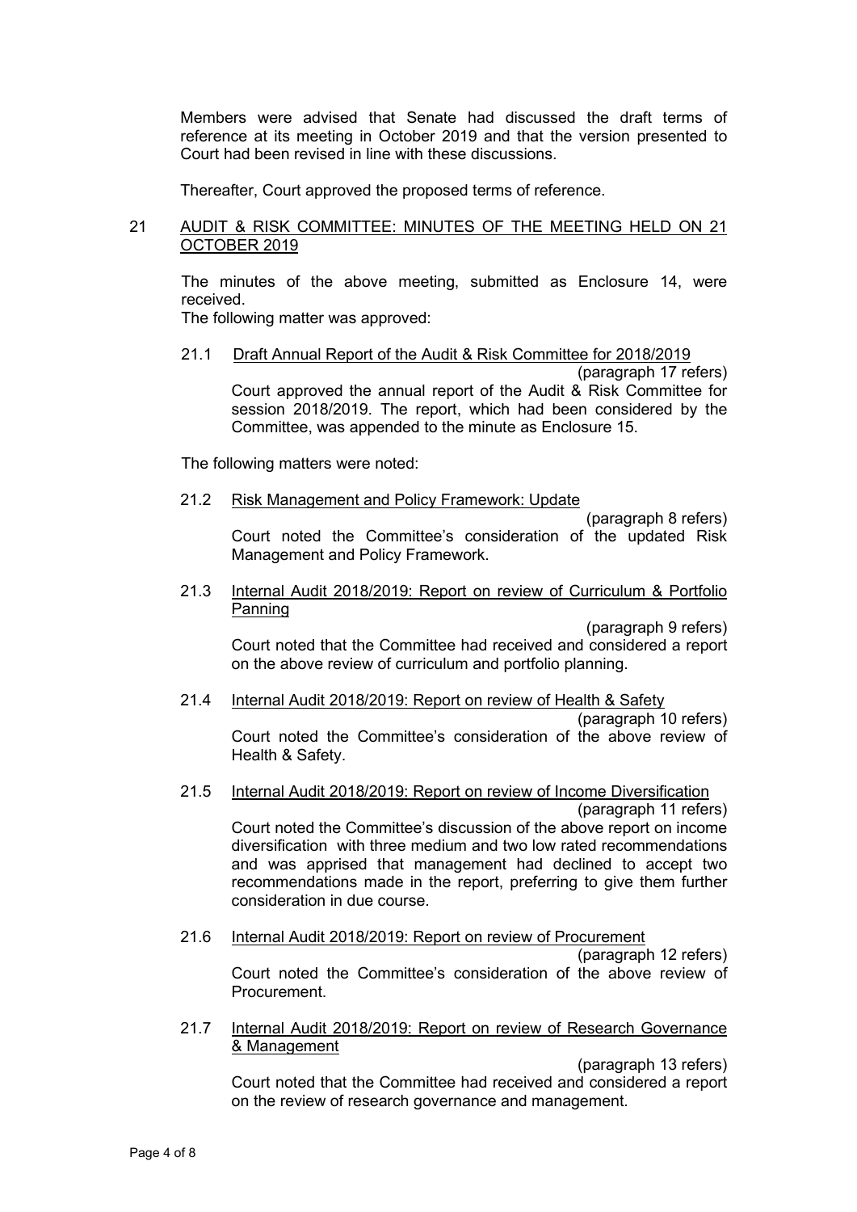Members were advised that Senate had discussed the draft terms of reference at its meeting in October 2019 and that the version presented to Court had been revised in line with these discussions.

Thereafter, Court approved the proposed terms of reference.

## 21 AUDIT & RISK COMMITTEE: MINUTES OF THE MEETING HELD ON 21 OCTOBER 2019

The minutes of the above meeting, submitted as Enclosure 14, were received.

The following matter was approved:

21.1 Draft Annual Report of the Audit & Risk Committee for 2018/2019

(paragraph 17 refers)

Court approved the annual report of the Audit & Risk Committee for session 2018/2019. The report, which had been considered by the Committee, was appended to the minute as Enclosure 15.

The following matters were noted:

21.2 Risk Management and Policy Framework: Update

(paragraph 8 refers)

Court noted the Committee's consideration of the updated Risk Management and Policy Framework.

21.3 Internal Audit 2018/2019: Report on review of Curriculum & Portfolio Panning

(paragraph 9 refers)

Court noted that the Committee had received and considered a report on the above review of curriculum and portfolio planning.

21.4 Internal Audit 2018/2019: Report on review of Health & Safety

(paragraph 10 refers)

Court noted the Committee's consideration of the above review of Health & Safety.

21.5 Internal Audit 2018/2019: Report on review of Income Diversification

(paragraph 11 refers)

Court noted the Committee's discussion of the above report on income diversification with three medium and two low rated recommendations and was apprised that management had declined to accept two recommendations made in the report, preferring to give them further consideration in due course.

21.6 Internal Audit 2018/2019: Report on review of Procurement

(paragraph 12 refers)

Court noted the Committee's consideration of the above review of Procurement.

21.7 Internal Audit 2018/2019: Report on review of Research Governance & Management

(paragraph 13 refers)

Court noted that the Committee had received and considered a report on the review of research governance and management.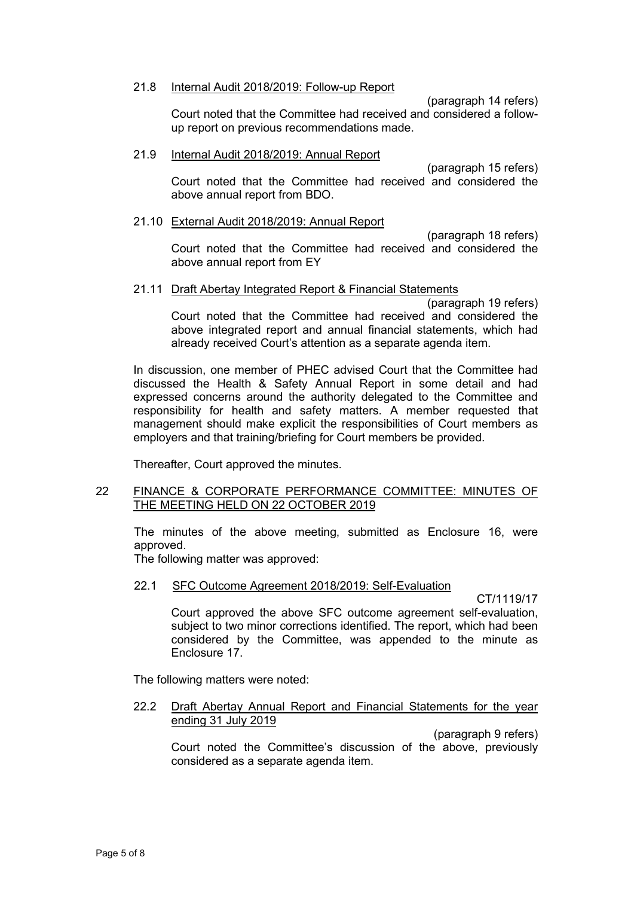21.8 Internal Audit 2018/2019: Follow-up Report

(paragraph 14 refers)

Court noted that the Committee had received and considered a follow-up report on previous recommendations made.

21.9 Internal Audit 2018/2019: Annual Report

(paragraph 15 refers)

Court noted that the Committee had received and considered the above annual report from BDO.

21.10 External Audit 2018/2019: Annual Report

(paragraph 18 refers)

Court noted that the Committee had received and considered the above annual report from EY

21.11 Draft Abertay Integrated Report & Financial Statements

(paragraph 19 refers)

Court noted that the Committee had received and considered the above integrated report and annual financial statements, which had already received Court's attention as a separate agenda item.

In discussion, one member of PHEC advised Court that the Committee had discussed the Health & Safety Annual Report in some detail and had expressed concerns around the authority delegated to the Committee and responsibility for health and safety matters. A member requested that management should make explicit the responsibilities of Court members as employers and that training/briefing for Court members be provided.

Thereafter, Court approved the minutes.

## 22 FINANCE & CORPORATE PERFORMANCE COMMITTEE: MINUTES OF THE MEETING HELD ON 22 OCTOBER 2019

The minutes of the above meeting, submitted as Enclosure 16, were approved.

The following matter was approved:

22.1 SFC Outcome Agreement 2018/2019: Self-Evaluation

CT/1119/17

Court approved the above SFC outcome agreement self-evaluation, subject to two minor corrections identified. The report, which had been considered by the Committee, was appended to the minute as Enclosure 17.

The following matters were noted:

22.2 Draft Abertay Annual Report and Financial Statements for the year ending 31 July 2019

(paragraph 9 refers)

Court noted the Committee's discussion of the above, previously considered as a separate agenda item.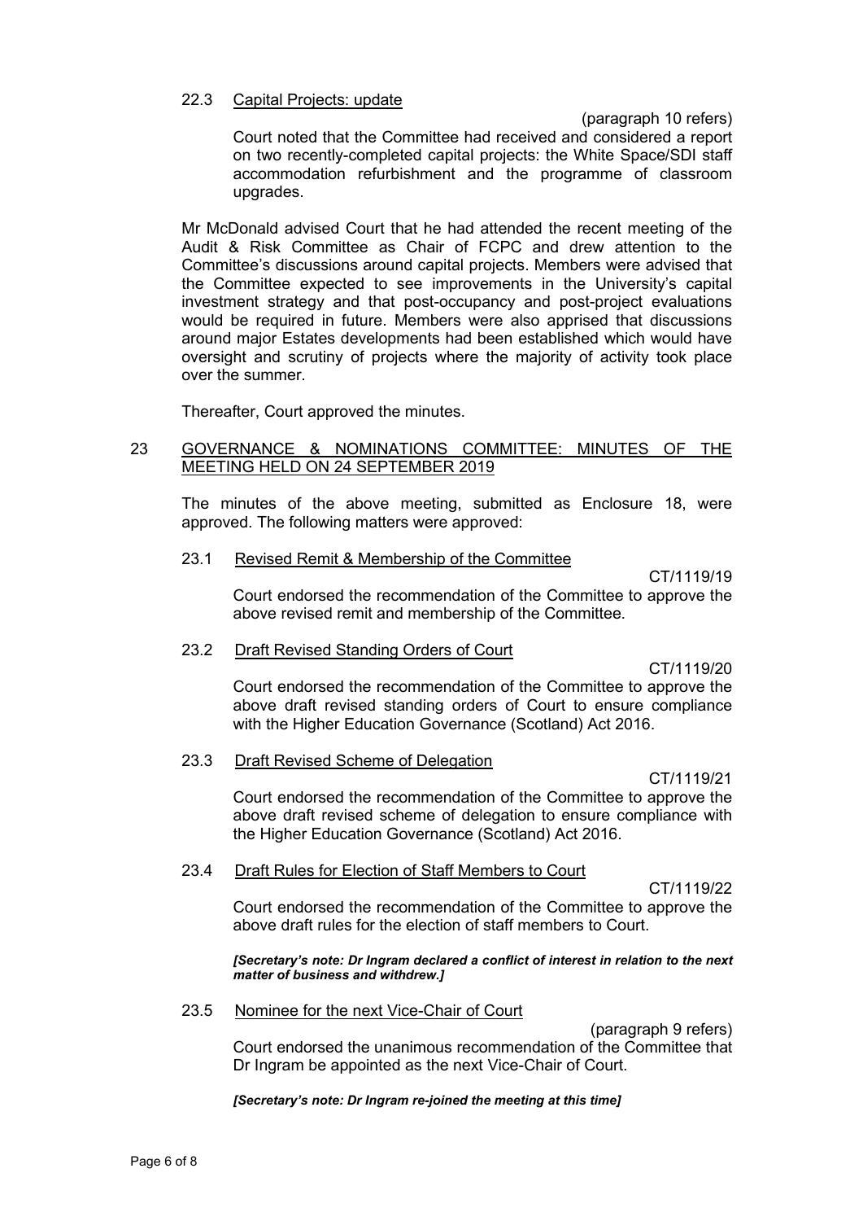22.3 Capital Projects: update

(paragraph 10 refers)

Court noted that the Committee had received and considered a report on two recently-completed capital projects: the White Space/SDI staff accommodation refurbishment and the programme of classroom upgrades.

Mr McDonald advised Court that he had attended the recent meeting of the Audit & Risk Committee as Chair of FCPC and drew attention to the Committee's discussions around capital projects. Members were advised that the Committee expected to see improvements in the University's capital investment strategy and that post-occupancy and post-project evaluations would be required in future. Members were also apprised that discussions around major Estates developments had been established which would have oversight and scrutiny of projects where the majority of activity took place over the summer.

Thereafter, Court approved the minutes.

## 23 GOVERNANCE & NOMINATIONS COMMITTEE: MINUTES OF THE MEETING HELD ON 24 SEPTEMBER 2019

The minutes of the above meeting, submitted as Enclosure 18, were approved. The following matters were approved:

23.1 Revised Remit & Membership of the Committee

CT/1119/19

Court endorsed the recommendation of the Committee to approve the above revised remit and membership of the Committee.

23.2 Draft Revised Standing Orders of Court

CT/1119/20

Court endorsed the recommendation of the Committee to approve the above draft revised standing orders of Court to ensure compliance with the Higher Education Governance (Scotland) Act 2016.

23.3 Draft Revised Scheme of Delegation

CT/1119/21

Court endorsed the recommendation of the Committee to approve the above draft revised scheme of delegation to ensure compliance with the Higher Education Governance (Scotland) Act 2016.

23.4 Draft Rules for Election of Staff Members to Court

CT/1119/22

Court endorsed the recommendation of the Committee to approve the above draft rules for the election of staff members to Court.

***[Secretary's note: Dr Ingram declared a conflict of interest in relation to the next matter of business and withdrew.]***

23.5 Nominee for the next Vice-Chair of Court

(paragraph 9 refers)

Court endorsed the unanimous recommendation of the Committee that Dr Ingram be appointed as the next Vice-Chair of Court.

***[Secretary's note: Dr Ingram re-joined the meeting at this time]***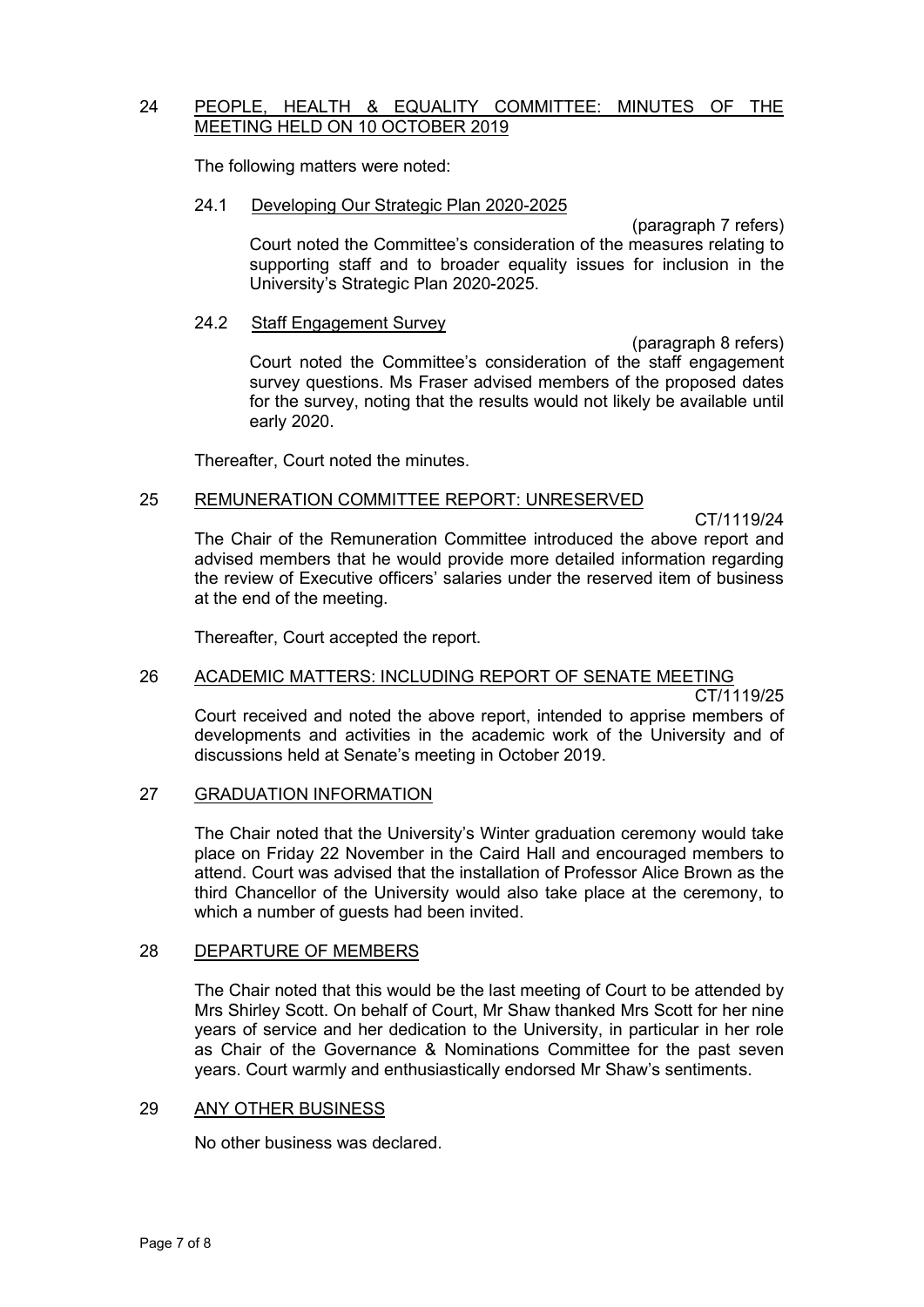## 24 PEOPLE, HEALTH & EQUALITY COMMITTEE: MINUTES OF THE MEETING HELD ON 10 OCTOBER 2019

The following matters were noted:

### 24.1 Developing Our Strategic Plan 2020-2025

(paragraph 7 refers)

Court noted the Committee's consideration of the measures relating to supporting staff and to broader equality issues for inclusion in the University's Strategic Plan 2020-2025.

### 24.2 Staff Engagement Survey

(paragraph 8 refers)

Court noted the Committee's consideration of the staff engagement survey questions. Ms Fraser advised members of the proposed dates for the survey, noting that the results would not likely be available until early 2020.

Thereafter, Court noted the minutes.

## 25 REMUNERATION COMMITTEE REPORT: UNRESERVED

CT/1119/24

The Chair of the Remuneration Committee introduced the above report and advised members that he would provide more detailed information regarding the review of Executive officers' salaries under the reserved item of business at the end of the meeting.

Thereafter, Court accepted the report.

## 26 ACADEMIC MATTERS: INCLUDING REPORT OF SENATE MEETING

CT/1119/25

Court received and noted the above report, intended to apprise members of developments and activities in the academic work of the University and of discussions held at Senate's meeting in October 2019.

## 27 GRADUATION INFORMATION

The Chair noted that the University's Winter graduation ceremony would take place on Friday 22 November in the Caird Hall and encouraged members to attend. Court was advised that the installation of Professor Alice Brown as the third Chancellor of the University would also take place at the ceremony, to which a number of guests had been invited.

## 28 DEPARTURE OF MEMBERS

The Chair noted that this would be the last meeting of Court to be attended by Mrs Shirley Scott. On behalf of Court, Mr Shaw thanked Mrs Scott for her nine years of service and her dedication to the University, in particular in her role as Chair of the Governance & Nominations Committee for the past seven years. Court warmly and enthusiastically endorsed Mr Shaw's sentiments.

## 29 ANY OTHER BUSINESS

No other business was declared.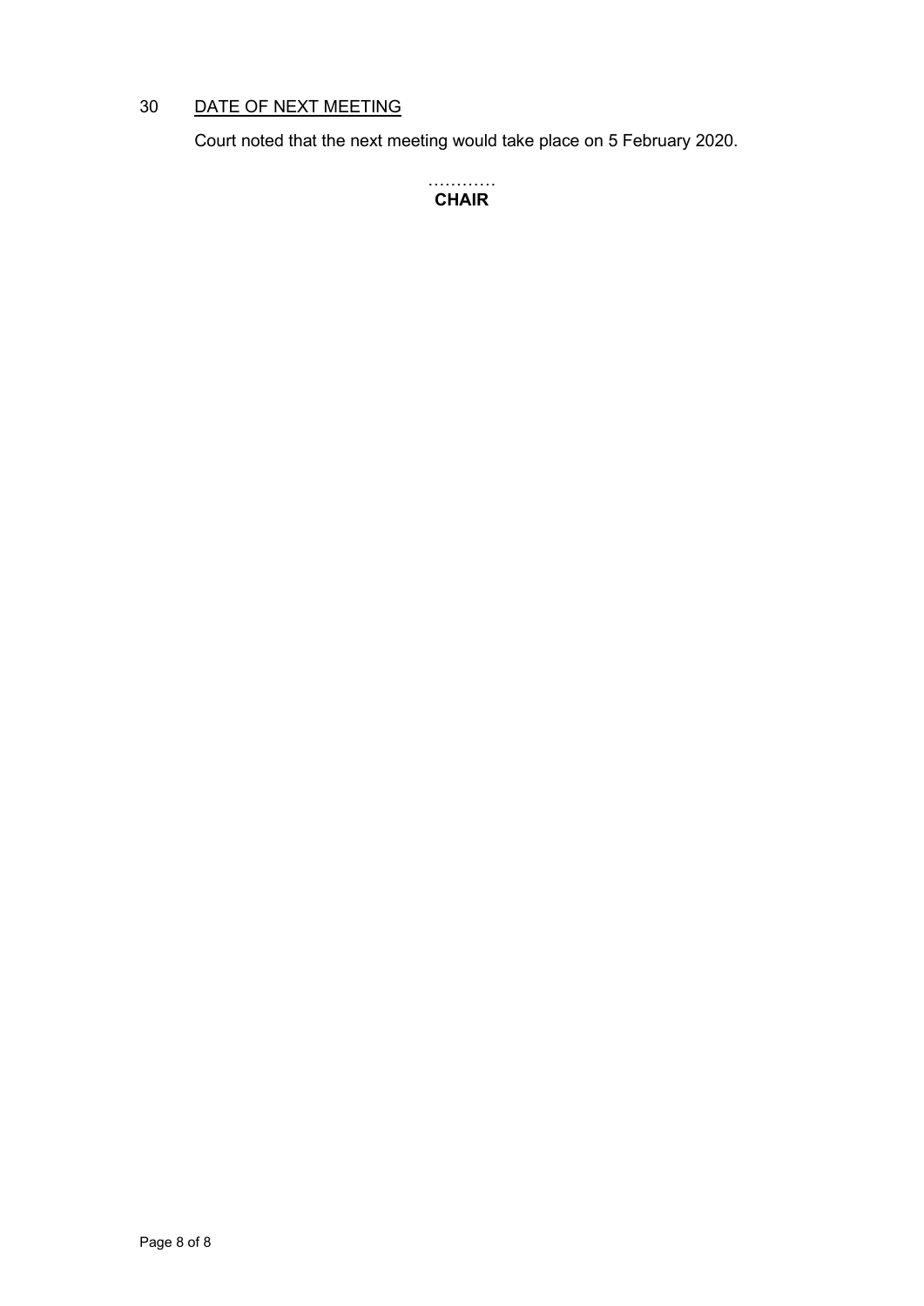## 30 DATE OF NEXT MEETING

Court noted that the next meeting would take place on 5 February 2020.

…………

**CHAIR**